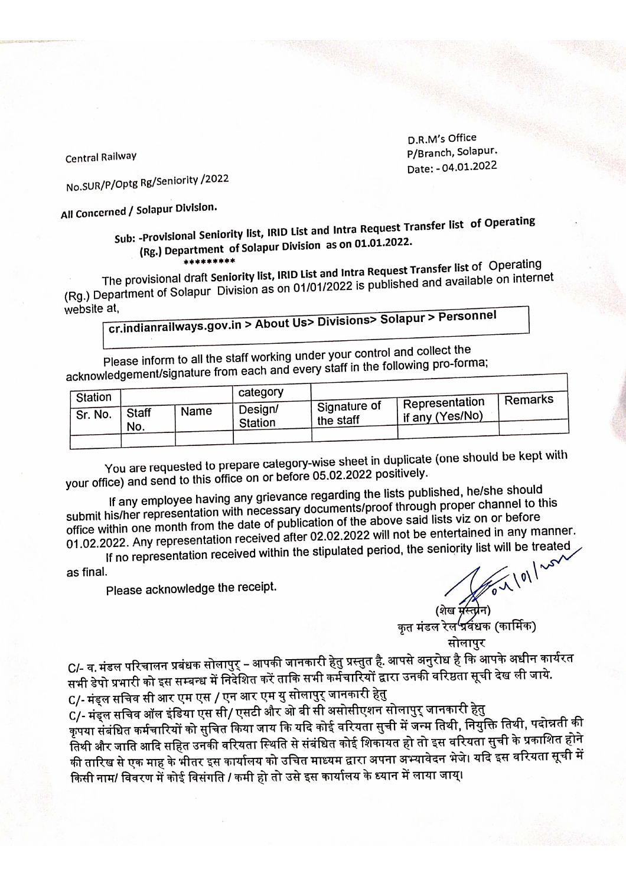Central Railway

D.R.M's Office
P/Branch, Solapur.
Date: - 04.01.2022

No.SUR/P/Optg Rg/Seniority /2022

All Concerned / Solapur Division.

**Sub: -Provisional Seniority list, IRID List and Intra Request Transfer list of Operating (Rg.) Department of Solapur Division as on 01.01.2022.**

*********

The provisional draft **Seniority list, IRID List and Intra Request Transfer list** of Operating (Rg.) Department of Solapur Division as on 01/01/2022 is published and available on internet website at,

**cr.indianrailways.gov.in > About Us> Divisions> Solapur > Personnel**

Please inform to all the staff working under your control and collect the acknowledgement/signature from each and every staff in the following pro-forma;

| Station | | | category | | | |
|---|---|---|---|---|---|---|
| Sr. No. | Staff No. | Name | Design/ Station | Signature of the staff | Representation if any (Yes/No) | Remarks |
| | | | | | | |

You are requested to prepare category-wise sheet in duplicate (one should be kept with your office) and send to this office on or before 05.02.2022 positively.

If any employee having any grievance regarding the lists published, he/she should submit his/her representation with necessary documents/proof through proper channel to this office within one month from the date of publication of the above said lists viz on or before 01.02.2022. Any representation received after 02.02.2022 will not be entertained in any manner.

If no representation received within the stipulated period, the seniority list will be treated as final.

Please acknowledge the receipt.

(शेख मस्तान)
कृत मंडल रेल प्रबंधक (कार्मिक)
सोलापुर

C/- व. मंडल परिचालन प्रबंधक सोलापुर – आपकी जानकारी हेतु प्रस्तुत है. आपसे अनुरोध है कि आपके अधीन कार्यरत सभी डेपो प्रभारी को इस सम्बन्ध में निर्देशित करें ताकि सभी कर्मचारियों द्वारा उनकी वरिष्ठता सूची देख ली जाये.

C/- मंड्ल सचिव सी आर एम एस / एन आर एम यु सोलापुर् जानकारी हेतु

C/- मंड्ल सचिव ऑल इंडिया एस सी/ एसटी और ओ बी सी असोसीएशन सोलापुर् जानकारी हेतु

कृपया संबंधित कर्मचारियों को सुचित किया जाय कि यदि कोई वरियता सुची में जन्म तिथी, नियुक्ति तिथी, पदोन्नती की तिथी और जाति आदि सहित उनकी वरियता स्थिति से संबंधित कोई शिकायत हो तो इस वरियता सुची के प्रकाशित होने की तारिख से एक माह के भीतर इस कार्यालय को उचित माध्यम द्वारा अपना अभ्यावेदन भेजे। यदि इस वरियता सूची में किसी नाम/ विवरण में कोई विसंगति / कमी हो तो उसे इस कार्यालय के ध्यान में लाया जाय।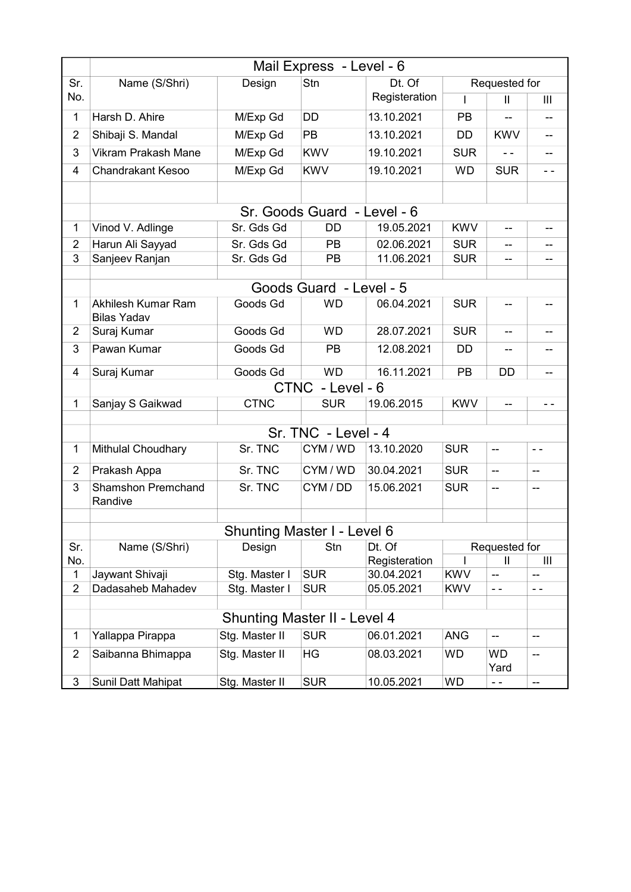| Sr. No. | Name (S/Shri) | Design | Stn | Dt. Of Registeration | Requested for | | |
|---|---|---|---|---|---|---|---|
| | | | | | I | II | III |
| | **Mail Express - Level - 6** | | | | | | |
| 1 | Harsh D. Ahire | M/Exp Gd | DD | 13.10.2021 | PB | -- | -- |
| 2 | Shibaji S. Mandal | M/Exp Gd | PB | 13.10.2021 | DD | KWV | -- |
| 3 | Vikram Prakash Mane | M/Exp Gd | KWV | 19.10.2021 | SUR | - - | -- |
| 4 | Chandrakant Kesoo | M/Exp Gd | KWV | 19.10.2021 | WD | SUR | - - |
| | | | | | | | |
| | **Sr. Goods Guard - Level - 6** | | | | | | |
| 1 | Vinod V. Adlinge | Sr. Gds Gd | DD | 19.05.2021 | KWV | -- | -- |
| 2 | Harun Ali Sayyad | Sr. Gds Gd | PB | 02.06.2021 | SUR | -- | -- |
| 3 | Sanjeev Ranjan | Sr. Gds Gd | PB | 11.06.2021 | SUR | -- | -- |
| | | | | | | | |
| | **Goods Guard - Level - 5** | | | | | | |
| 1 | Akhilesh Kumar Ram Bilas Yadav | Goods Gd | WD | 06.04.2021 | SUR | -- | -- |
| 2 | Suraj Kumar | Goods Gd | WD | 28.07.2021 | SUR | -- | -- |
| 3 | Pawan Kumar | Goods Gd | PB | 12.08.2021 | DD | -- | -- |
| 4 | Suraj Kumar | Goods Gd | WD | 16.11.2021 | PB | DD | -- |
| | **CTNC - Level - 6** | | | | | | |
| 1 | Sanjay S Gaikwad | CTNC | SUR | 19.06.2015 | KWV | -- | - - |
| | | | | | | | |
| | **Sr. TNC - Level - 4** | | | | | | |
| 1 | Mithulal Choudhary | Sr. TNC | CYM / WD | 13.10.2020 | SUR | -- | - - |
| 2 | Prakash Appa | Sr. TNC | CYM / WD | 30.04.2021 | SUR | -- | -- |
| 3 | Shamshon Premchand Randive | Sr. TNC | CYM / DD | 15.06.2021 | SUR | -- | -- |
| | | | | | | | |

| Sr. No. | Name (S/Shri) | Design | Stn | Dt. Of Registeration | Requested for | | |
|---|---|---|---|---|---|---|---|
| | | | | | I | II | III |
| | **Shunting Master I - Level 6** | | | | | | |
| 1 | Jaywant Shivaji | Stg. Master I | SUR | 30.04.2021 | KWV | -- | -- |
| 2 | Dadasaheb Mahadev | Stg. Master I | SUR | 05.05.2021 | KWV | - - | - - |
| | | | | | | | |
| | **Shunting Master II - Level 4** | | | | | | |
| 1 | Yallappa Pirappa | Stg. Master II | SUR | 06.01.2021 | ANG | -- | -- |
| 2 | Saibanna Bhimappa | Stg. Master II | HG | 08.03.2021 | WD | WD Yard | -- |
| 3 | Sunil Datt Mahipat | Stg. Master II | SUR | 10.05.2021 | WD | - - | -- |